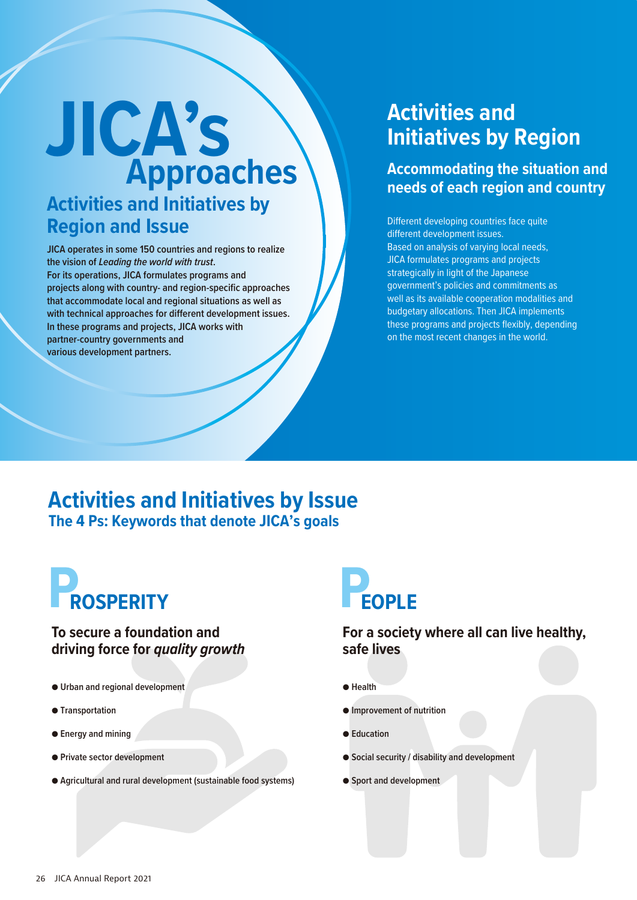# JICA's Approaches

## Activities and Initiatives by Region and Issue

**JICA operates in some 150 countries and regions to realize the vision of *Leading the world with trust*.**
**For its operations, JICA formulates programs and projects along with country- and region-specific approaches that accommodate local and regional situations as well as with technical approaches for different development issues.**
**In these programs and projects, JICA works with partner-country governments and various development partners.**

## Activities and Initiatives by Region

### Accommodating the situation and needs of each region and country

Different developing countries face quite different development issues.
Based on analysis of varying local needs, JICA formulates programs and projects strategically in light of the Japanese government's policies and commitments as well as its available cooperation modalities and budgetary allocations. Then JICA implements these programs and projects flexibly, depending on the most recent changes in the world.

## Activities and Initiatives by Issue

### The 4 Ps: Keywords that denote JICA's goals

### PROSPERITY

**To secure a foundation and driving force for *quality growth***

- Urban and regional development
- Transportation
- Energy and mining
- Private sector development
- Agricultural and rural development (sustainable food systems)

### PEOPLE

**For a society where all can live healthy, safe lives**

- Health
- Improvement of nutrition
- Education
- Social security / disability and development
- Sport and development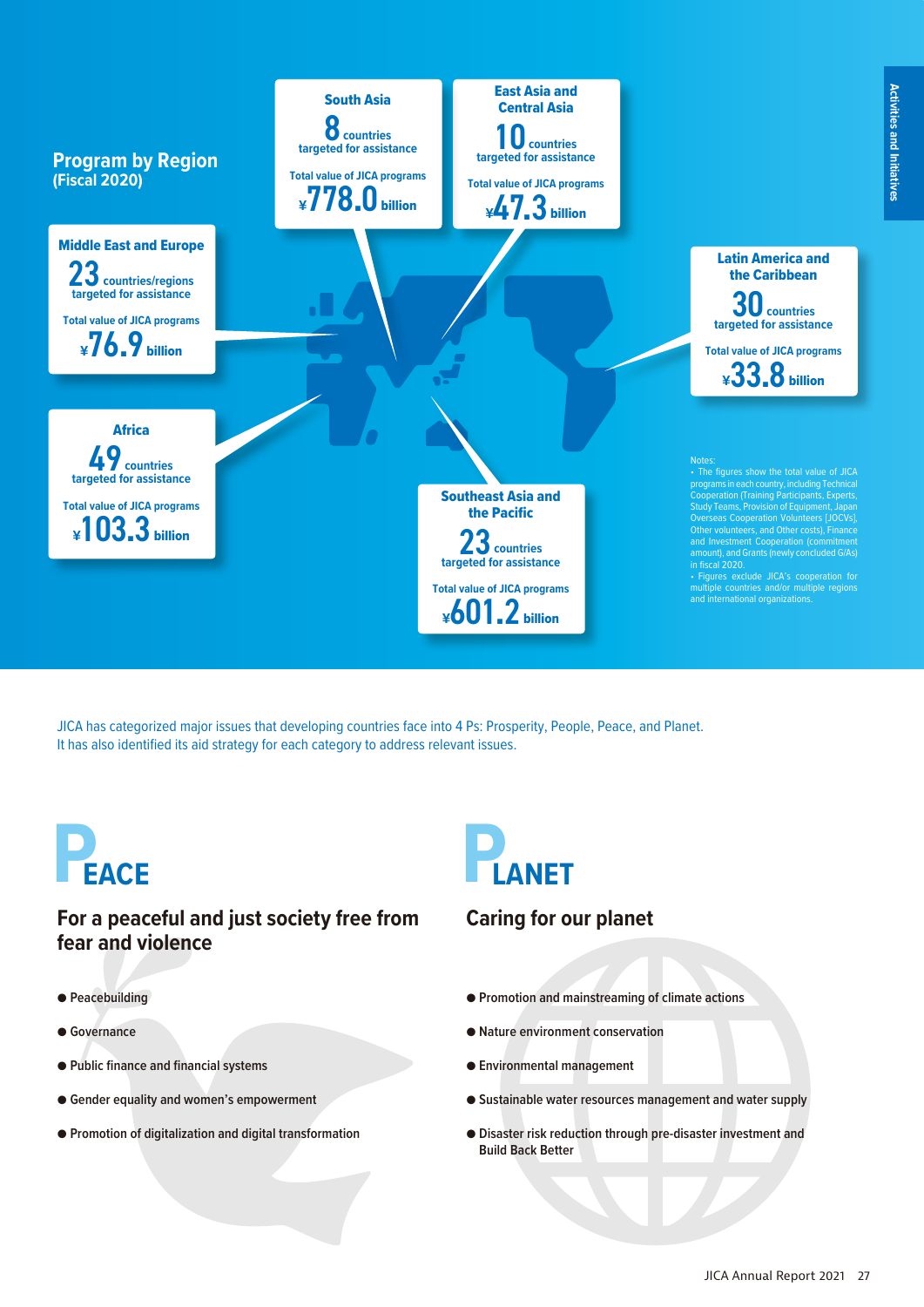## Program by Region (Fiscal 2020)

**South Asia**
8 countries targeted for assistance
Total value of JICA programs
¥778.0 billion

**East Asia and Central Asia**
10 countries targeted for assistance
Total value of JICA programs
¥47.3 billion

**Middle East and Europe**
23 countries/regions targeted for assistance
Total value of JICA programs
¥76.9 billion

**Latin America and the Caribbean**
30 countries targeted for assistance
Total value of JICA programs
¥33.8 billion

**Africa**
49 countries targeted for assistance
Total value of JICA programs
¥103.3 billion

**Southeast Asia and the Pacific**
23 countries targeted for assistance
Total value of JICA programs
¥601.2 billion

Notes:
• The figures show the total value of JICA programs in each country, including Technical Cooperation (Training Participants, Experts, Study Teams, Provision of Equipment, Japan Overseas Cooperation Volunteers [JOCVs], Other volunteers, and Other costs), Finance and Investment Cooperation (commitment amount), and Grants (newly concluded G/As) in fiscal 2020.
• Figures exclude JICA's cooperation for multiple countries and/or multiple regions and international organizations.

JICA has categorized major issues that developing countries face into 4 Ps: Prosperity, People, Peace, and Planet.
It has also identified its aid strategy for each category to address relevant issues.

# PEACE

### For a peaceful and just society free from fear and violence

- Peacebuilding
- Governance
- Public finance and financial systems
- Gender equality and women's empowerment
- Promotion of digitalization and digital transformation

# PLANET

### Caring for our planet

- Promotion and mainstreaming of climate actions
- Nature environment conservation
- Environmental management
- Sustainable water resources management and water supply
- Disaster risk reduction through pre-disaster investment and Build Back Better